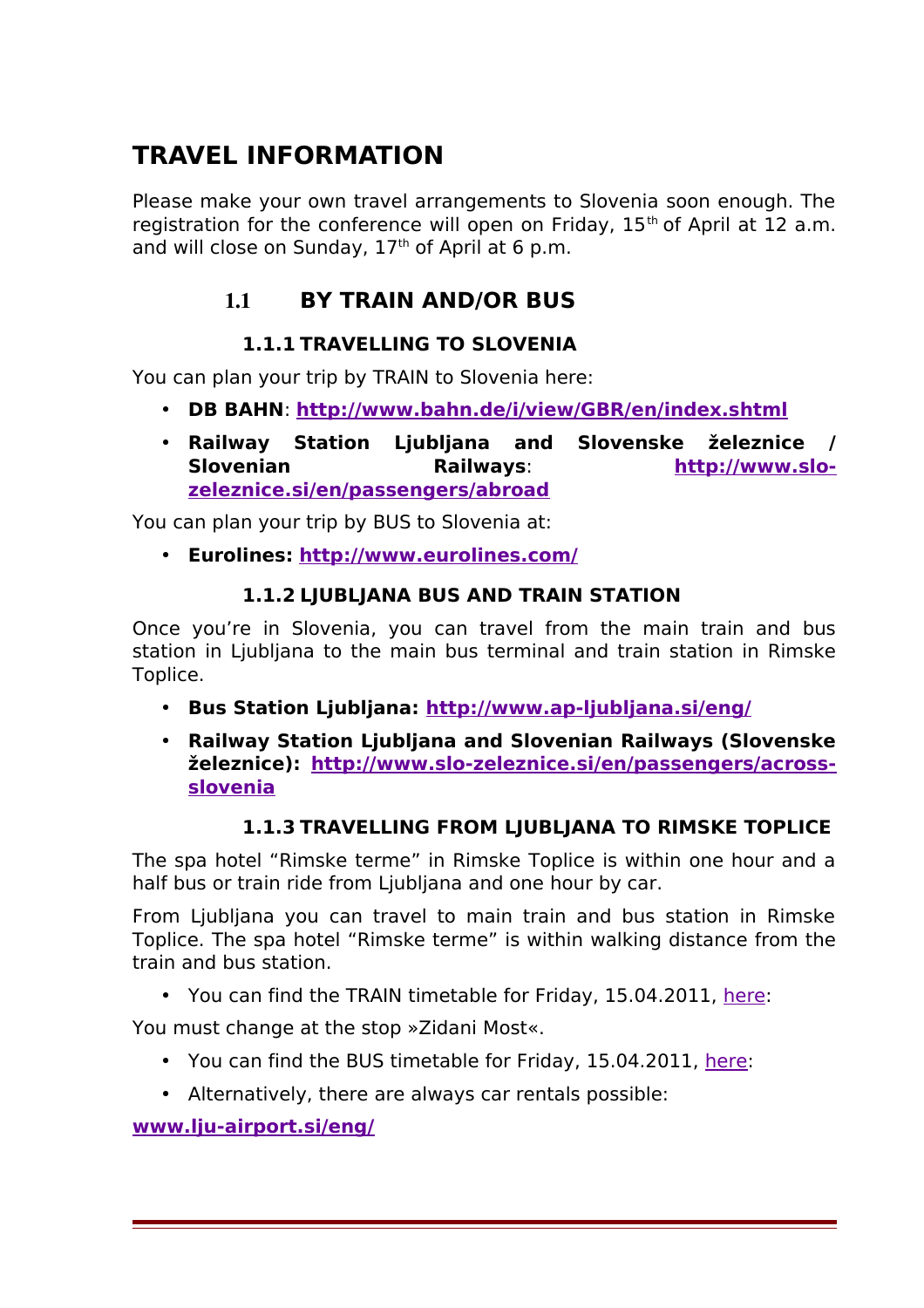# TRAVEL INFORMATION

Please make your own travel arrangements to Slovenia soon enough. The registration for the conference will open on Friday, 15th of April at 12 a.m. and will close on Sunday, 17th of April at 6 p.m.

## 1.1 BY TRAIN AND/OR BUS

### 1.1.1 TRAVELLING TO SLOVENIA

You can plan your trip by TRAIN to Slovenia here:

- **DB BAHN**: **http://www.bahn.de/i/view/GBR/en/index.shtml**
- **Railway Station Ljubljana and Slovenske železnice / Slovenian Railways**: **http://www.slo-zeleznice.si/en/passengers/abroad**

You can plan your trip by BUS to Slovenia at:

- **Eurolines: http://www.eurolines.com/**

### 1.1.2 LJUBLJANA BUS AND TRAIN STATION

Once you're in Slovenia, you can travel from the main train and bus station in Ljubljana to the main bus terminal and train station in Rimske Toplice.

- **Bus Station Ljubljana: http://www.ap-ljubljana.si/eng/**
- **Railway Station Ljubljana and Slovenian Railways (Slovenske železnice): http://www.slo-zeleznice.si/en/passengers/across-slovenia**

### 1.1.3 TRAVELLING FROM LJUBLJANA TO RIMSKE TOPLICE

The spa hotel "Rimske terme" in Rimske Toplice is within one hour and a half bus or train ride from Ljubljana and one hour by car.

From Ljubljana you can travel to main train and bus station in Rimske Toplice. The spa hotel "Rimske terme" is within walking distance from the train and bus station.

- You can find the TRAIN timetable for Friday, 15.04.2011, here:

You must change at the stop »Zidani Most«.

- You can find the BUS timetable for Friday, 15.04.2011, here:
- Alternatively, there are always car rentals possible:

**www.lju-airport.si/eng/**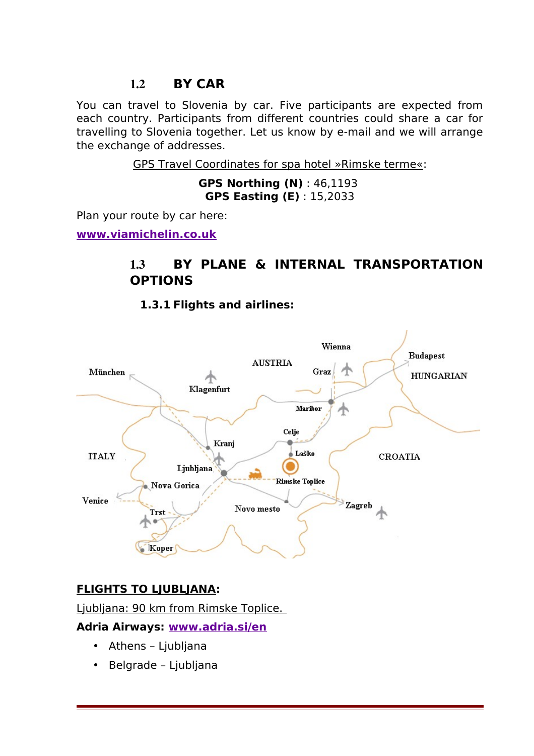## 1.2 BY CAR

You can travel to Slovenia by car. Five participants are expected from each country. Participants from different countries could share a car for travelling to Slovenia together. Let us know by e-mail and we will arrange the exchange of addresses.

GPS Travel Coordinates for spa hotel »Rimske terme«:

**GPS Northing (N)** : 46,1193
**GPS Easting (E)** : 15,2033

Plan your route by car here:

**www.viamichelin.co.uk**

## 1.3 BY PLANE & INTERNAL TRANSPORTATION OPTIONS

### 1.3.1 Flights and airlines:

**FLIGHTS TO LJUBLJANA:**

Ljubljana: 90 km from Rimske Toplice.

**Adria Airways: www.adria.si/en**

- Athens – Ljubljana
- Belgrade – Ljubljana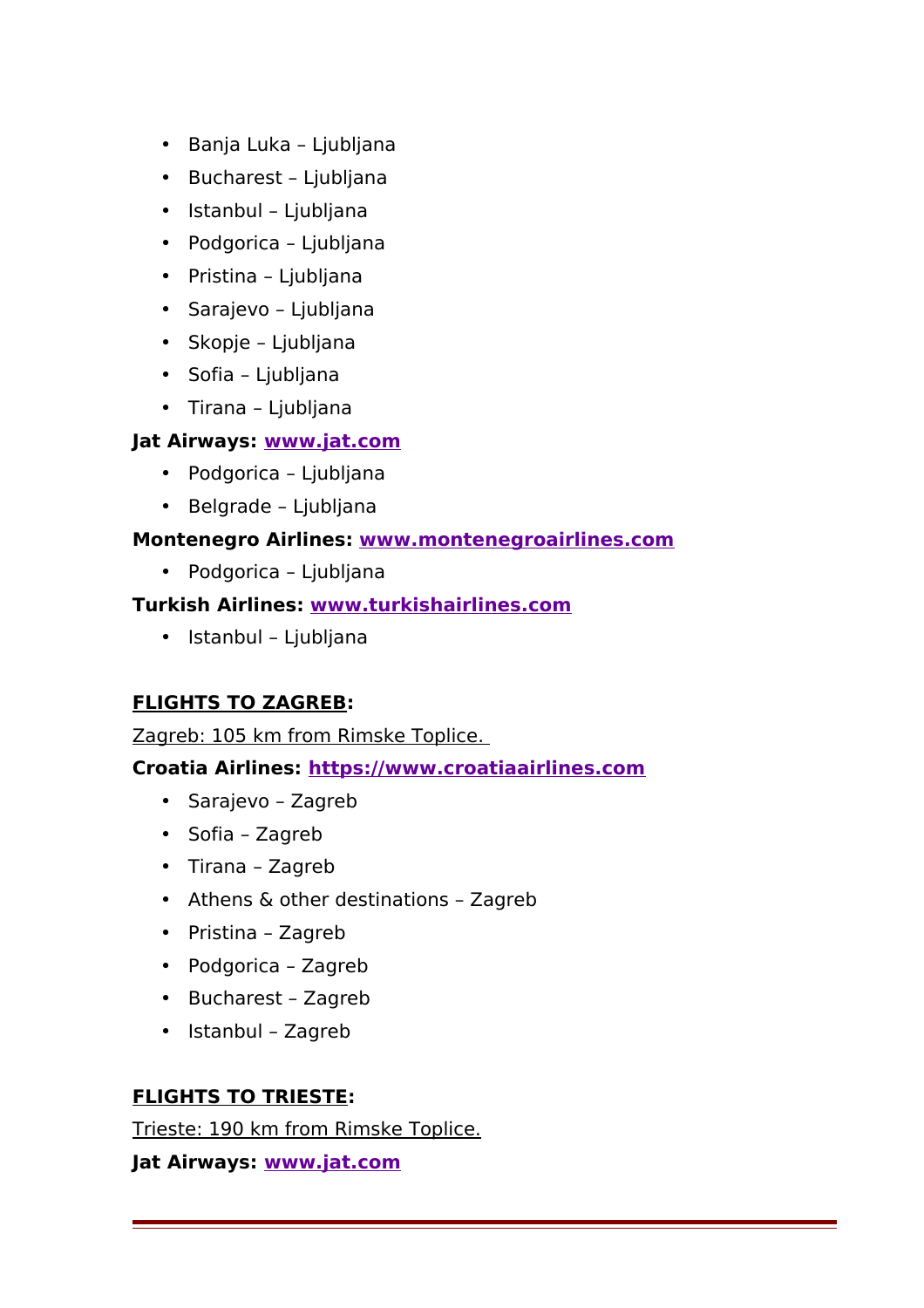- Banja Luka – Ljubljana
- Bucharest – Ljubljana
- Istanbul – Ljubljana
- Podgorica – Ljubljana
- Pristina – Ljubljana
- Sarajevo – Ljubljana
- Skopje – Ljubljana
- Sofia – Ljubljana
- Tirana – Ljubljana

**Jat Airways: [www.jat.com](http://www.jat.com)**

- Podgorica – Ljubljana
- Belgrade – Ljubljana

**Montenegro Airlines: [www.montenegroairlines.com](http://www.montenegroairlines.com)**

- Podgorica – Ljubljana

**Turkish Airlines: [www.turkishairlines.com](http://www.turkishairlines.com)**

- Istanbul – Ljubljana

**FLIGHTS TO ZAGREB:**

Zagreb: 105 km from Rimske Toplice.

**Croatia Airlines: [https://www.croatiaairlines.com](https://www.croatiaairlines.com)**

- Sarajevo – Zagreb
- Sofia – Zagreb
- Tirana – Zagreb
- Athens & other destinations – Zagreb
- Pristina – Zagreb
- Podgorica – Zagreb
- Bucharest – Zagreb
- Istanbul – Zagreb

**FLIGHTS TO TRIESTE:**

Trieste: 190 km from Rimske Toplice.

**Jat Airways: [www.jat.com](http://www.jat.com)**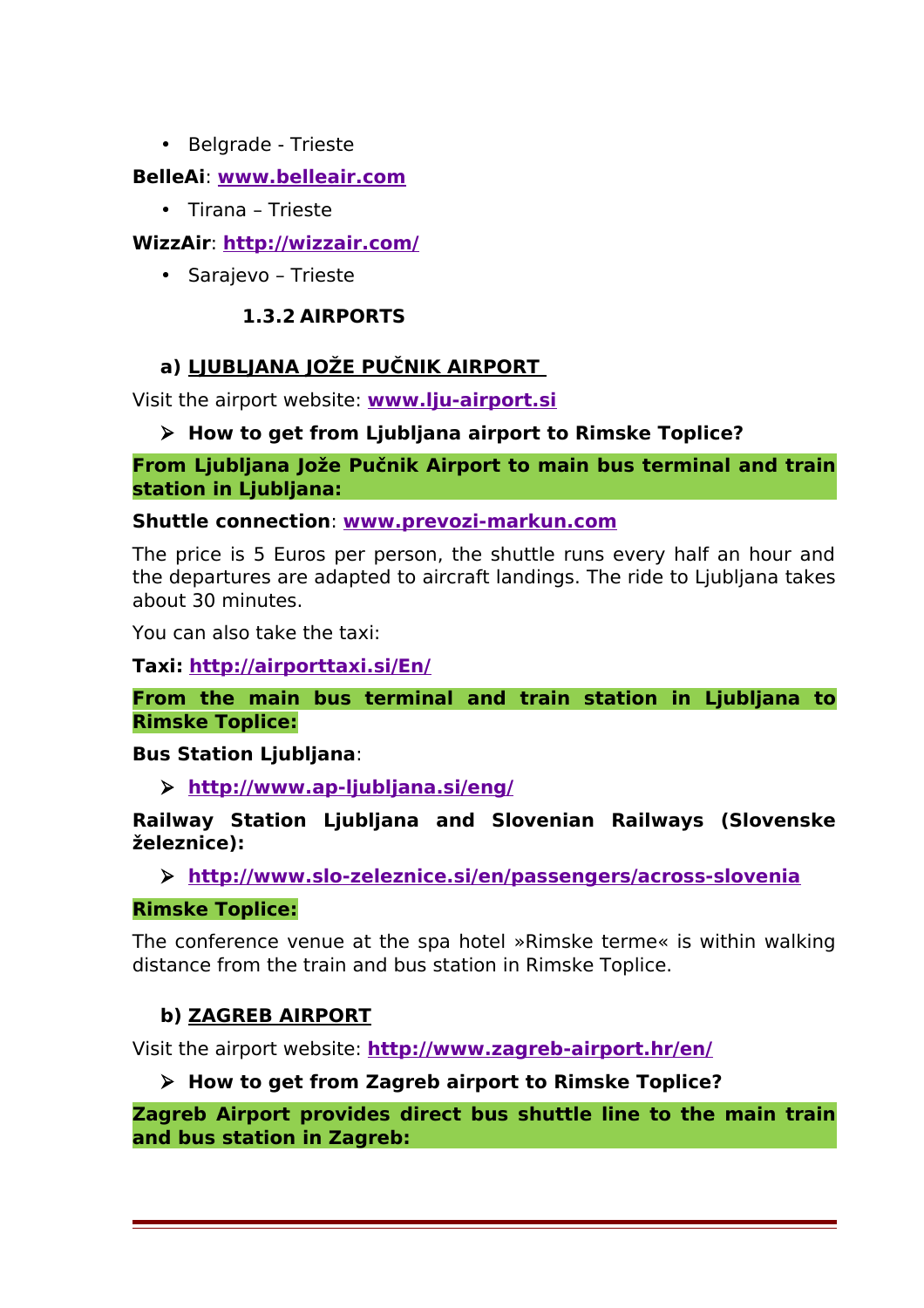- Belgrade - Trieste

**BelleAi**: **www.belleair.com**

- Tirana – Trieste

**WizzAir**: **http://wizzair.com/**

- Sarajevo – Trieste

### 1.3.2 AIRPORTS

#### a) LJUBLJANA JOŽE PUČNIK AIRPORT

Visit the airport website: **www.lju-airport.si**

- **How to get from Ljubljana airport to Rimske Toplice?**

**From Ljubljana Jože Pučnik Airport to main bus terminal and train station in Ljubljana:**

**Shuttle connection**: **www.prevozi-markun.com**

The price is 5 Euros per person, the shuttle runs every half an hour and the departures are adapted to aircraft landings. The ride to Ljubljana takes about 30 minutes.

You can also take the taxi:

**Taxi: http://airporttaxi.si/En/**

**From the main bus terminal and train station in Ljubljana to Rimske Toplice:**

**Bus Station Ljubljana**:

- **http://www.ap-ljubljana.si/eng/**

**Railway Station Ljubljana and Slovenian Railways (Slovenske železnice):**

- **http://www.slo-zeleznice.si/en/passengers/across-slovenia**

**Rimske Toplice:**

The conference venue at the spa hotel »Rimske terme« is within walking distance from the train and bus station in Rimske Toplice.

#### b) ZAGREB AIRPORT

Visit the airport website: **http://www.zagreb-airport.hr/en/**

- **How to get from Zagreb airport to Rimske Toplice?**

**Zagreb Airport provides direct bus shuttle line to the main train and bus station in Zagreb:**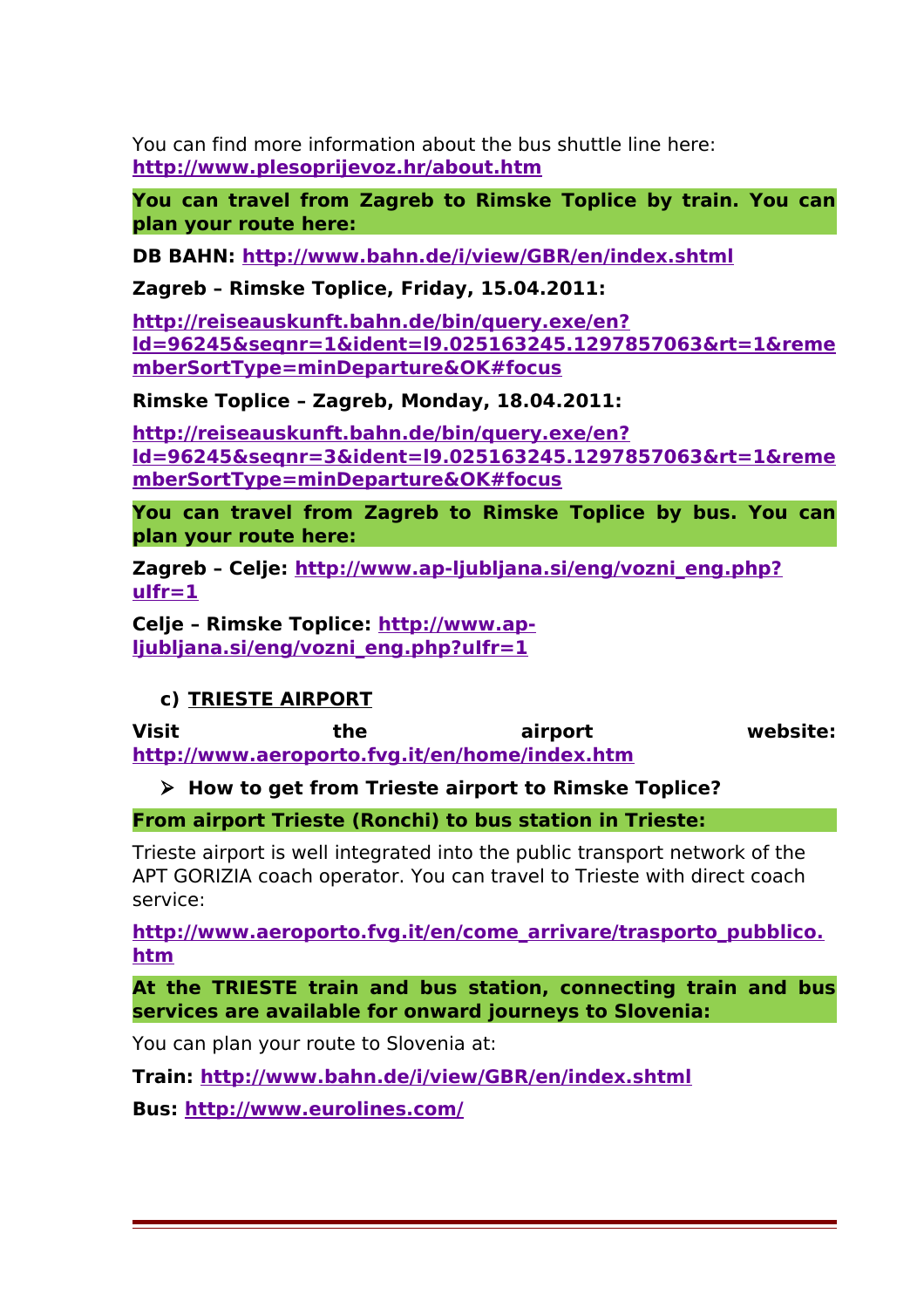You can find more information about the bus shuttle line here: **http://www.plesoprijevoz.hr/about.htm**

**You can travel from Zagreb to Rimske Toplice by train. You can plan your route here:**

**DB BAHN: http://www.bahn.de/i/view/GBR/en/index.shtml**

**Zagreb – Rimske Toplice, Friday, 15.04.2011:**

**http://reiseauskunft.bahn.de/bin/query.exe/en?ld=96245&seqnr=1&ident=l9.025163245.1297857063&rt=1&rememberSortType=minDeparture&OK#focus**

**Rimske Toplice – Zagreb, Monday, 18.04.2011:**

**http://reiseauskunft.bahn.de/bin/query.exe/en?ld=96245&seqnr=3&ident=l9.025163245.1297857063&rt=1&rememberSortType=minDeparture&OK#focus**

**You can travel from Zagreb to Rimske Toplice by bus. You can plan your route here:**

**Zagreb – Celje: http://www.ap-ljubljana.si/eng/vozni_eng.php?ulfr=1**

**Celje – Rimske Toplice: http://www.ap-ljubljana.si/eng/vozni_eng.php?ulfr=1**

### c) TRIESTE AIRPORT

**Visit the airport website: http://www.aeroporto.fvg.it/en/home/index.htm**

- **How to get from Trieste airport to Rimske Toplice?**

**From airport Trieste (Ronchi) to bus station in Trieste:**

Trieste airport is well integrated into the public transport network of the APT GORIZIA coach operator. You can travel to Trieste with direct coach service:

**http://www.aeroporto.fvg.it/en/come_arrivare/trasporto_pubblico.htm**

**At the TRIESTE train and bus station, connecting train and bus services are available for onward journeys to Slovenia:**

You can plan your route to Slovenia at:

**Train: http://www.bahn.de/i/view/GBR/en/index.shtml**

**Bus: http://www.eurolines.com/**